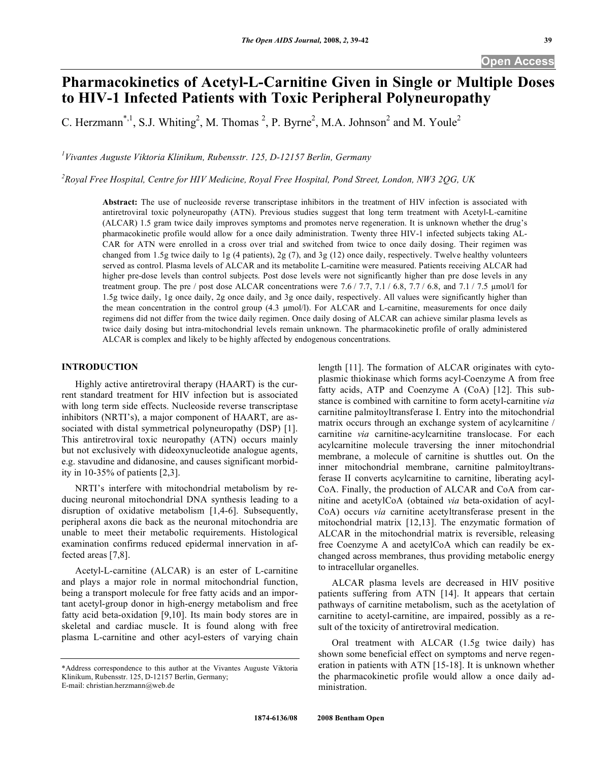Open Access

# Pharmacokinetics of Acetyl-L-Carnitine Given in Single or Multiple Doses to HIV-1 Infected Patients with Toxic Peripheral Polyneuropathy

C. Herzmann[*,1], S.J. Whiting[2], M. Thomas [2], P. Byrne[2], M.A. Johnson[2] and M. Youle[2]

[1] *Vivantes Auguste Viktoria Klinikum, Rubensstr. 125, D-12157 Berlin, Germany*

[2] *Royal Free Hospital, Centre for HIV Medicine, Royal Free Hospital, Pond Street, London, NW3 2QG, UK*

**Abstract:** The use of nucleoside reverse transcriptase inhibitors in the treatment of HIV infection is associated with antiretroviral toxic polyneuropathy (ATN). Previous studies suggest that long term treatment with Acetyl-L-carnitine (ALCAR) 1.5 gram twice daily improves symptoms and promotes nerve regeneration. It is unknown whether the drug's pharmacokinetic profile would allow for a once daily administration. Twenty three HIV-1 infected subjects taking ALCAR for ATN were enrolled in a cross over trial and switched from twice to once daily dosing. Their regimen was changed from 1.5g twice daily to 1g (4 patients), 2g (7), and 3g (12) once daily, respectively. Twelve healthy volunteers served as control. Plasma levels of ALCAR and its metabolite L-carnitine were measured. Patients receiving ALCAR had higher pre-dose levels than control subjects. Post dose levels were not significantly higher than pre dose levels in any treatment group. The pre / post dose ALCAR concentrations were 7.6 / 7.7, 7.1 / 6.8, 7.7 / 6.8, and 7.1 / 7.5 µmol/l for 1.5g twice daily, 1g once daily, 2g once daily, and 3g once daily, respectively. All values were significantly higher than the mean concentration in the control group (4.3 µmol/l). For ALCAR and L-carnitine, measurements for once daily regimens did not differ from the twice daily regimen. Once daily dosing of ALCAR can achieve similar plasma levels as twice daily dosing but intra-mitochondrial levels remain unknown. The pharmacokinetic profile of orally administered ALCAR is complex and likely to be highly affected by endogenous concentrations.

## INTRODUCTION

Highly active antiretroviral therapy (HAART) is the current standard treatment for HIV infection but is associated with long term side effects. Nucleoside reverse transcriptase inhibitors (NRTI's), a major component of HAART, are associated with distal symmetrical polyneuropathy (DSP) [1]. This antiretroviral toxic neuropathy (ATN) occurs mainly but not exclusively with dideoxynucleotide analogue agents, e.g. stavudine and didanosine, and causes significant morbidity in 10-35% of patients [2,3].

NRTI's interfere with mitochondrial metabolism by reducing neuronal mitochondrial DNA synthesis leading to a disruption of oxidative metabolism [1,4-6]. Subsequently, peripheral axons die back as the neuronal mitochondria are unable to meet their metabolic requirements. Histological examination confirms reduced epidermal innervation in affected areas [7,8].

Acetyl-L-carnitine (ALCAR) is an ester of L-carnitine and plays a major role in normal mitochondrial function, being a transport molecule for free fatty acids and an important acetyl-group donor in high-energy metabolism and free fatty acid beta-oxidation [9,10]. Its main body stores are in skeletal and cardiac muscle. It is found along with free plasma L-carnitine and other acyl-esters of varying chain length [11]. The formation of ALCAR originates with cytoplasmic thiokinase which forms acyl-Coenzyme A from free fatty acids, ATP and Coenzyme A (CoA) [12]. This substance is combined with carnitine to form acetyl-carnitine *via* carnitine palmitoyltransferase I. Entry into the mitochondrial matrix occurs through an exchange system of acylcarnitine / carnitine *via* carnitine-acylcarnitine translocase. For each acylcarnitine molecule traversing the inner mitochondrial membrane, a molecule of carnitine is shuttles out. On the inner mitochondrial membrane, carnitine palmitoyltransferase II converts acylcarnitine to carnitine, liberating acyl-CoA. Finally, the production of ALCAR and CoA from carnitine and acetylCoA (obtained *via* beta-oxidation of acyl-CoA) occurs *via* carnitine acetyltransferase present in the mitochondrial matrix [12,13]. The enzymatic formation of ALCAR in the mitochondrial matrix is reversible, releasing free Coenzyme A and acetylCoA which can readily be exchanged across membranes, thus providing metabolic energy to intracellular organelles.

ALCAR plasma levels are decreased in HIV positive patients suffering from ATN [14]. It appears that certain pathways of carnitine metabolism, such as the acetylation of carnitine to acetyl-carnitine, are impaired, possibly as a result of the toxicity of antiretroviral medication.

Oral treatment with ALCAR (1.5g twice daily) has shown some beneficial effect on symptoms and nerve regeneration in patients with ATN [15-18]. It is unknown whether the pharmacokinetic profile would allow a once daily administration.

*Address correspondence to this author at the Vivantes Auguste Viktoria Klinikum, Rubensstr. 125, D-12157 Berlin, Germany;
E-mail: christian.herzmann@web.de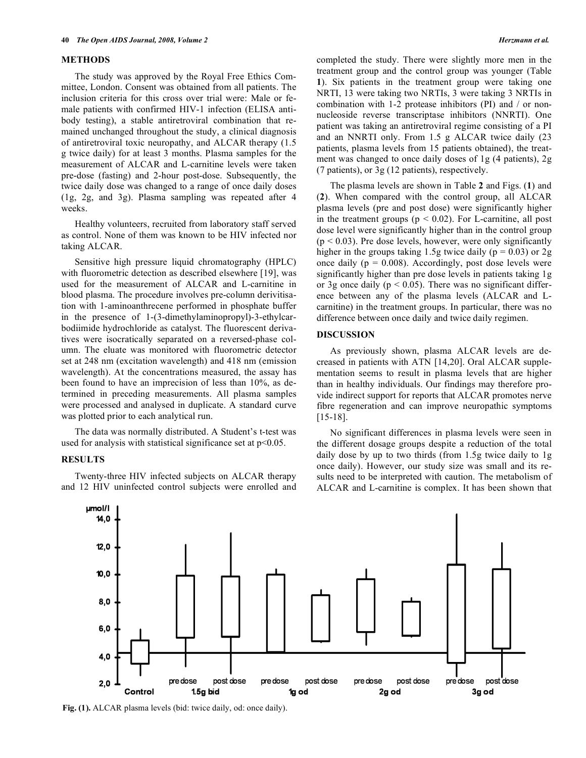## METHODS

The study was approved by the Royal Free Ethics Committee, London. Consent was obtained from all patients. The inclusion criteria for this cross over trial were: Male or female patients with confirmed HIV-1 infection (ELISA antibody testing), a stable antiretroviral combination that remained unchanged throughout the study, a clinical diagnosis of antiretroviral toxic neuropathy, and ALCAR therapy (1.5 g twice daily) for at least 3 months. Plasma samples for the measurement of ALCAR and L-carnitine levels were taken pre-dose (fasting) and 2-hour post-dose. Subsequently, the twice daily dose was changed to a range of once daily doses (1g, 2g, and 3g). Plasma sampling was repeated after 4 weeks.

Healthy volunteers, recruited from laboratory staff served as control. None of them was known to be HIV infected nor taking ALCAR.

Sensitive high pressure liquid chromatography (HPLC) with fluorometric detection as described elsewhere [19], was used for the measurement of ALCAR and L-carnitine in blood plasma. The procedure involves pre-column derivitisation with 1-aminoanthrecene performed in phosphate buffer in the presence of 1-(3-dimethylaminopropyl)-3-ethylcarbodiimide hydrochloride as catalyst. The fluorescent derivatives were isocratically separated on a reversed-phase column. The eluate was monitored with fluorometric detector set at 248 nm (excitation wavelength) and 418 nm (emission wavelength). At the concentrations measured, the assay has been found to have an imprecision of less than 10%, as determined in preceding measurements. All plasma samples were processed and analysed in duplicate. A standard curve was plotted prior to each analytical run.

The data was normally distributed. A Student's t-test was used for analysis with statistical significance set at $p<0.05$.

## RESULTS

Twenty-three HIV infected subjects on ALCAR therapy and 12 HIV uninfected control subjects were enrolled and completed the study. There were slightly more men in the treatment group and the control group was younger (Table **1**). Six patients in the treatment group were taking one NRTI, 13 were taking two NRTIs, 3 were taking 3 NRTIs in combination with 1-2 protease inhibitors (PI) and / or non-nucleoside reverse transcriptase inhibitors (NNRTI). One patient was taking an antiretroviral regime consisting of a PI and an NNRTI only. From 1.5 g ALCAR twice daily (23 patients, plasma levels from 15 patients obtained), the treatment was changed to once daily doses of 1g (4 patients), 2g (7 patients), or 3g (12 patients), respectively.

The plasma levels are shown in Table **2** and Figs. (**1**) and (**2**). When compared with the control group, all ALCAR plasma levels (pre and post dose) were significantly higher in the treatment groups ($p < 0.02$). For L-carnitine, all post dose level were significantly higher than in the control group ($p < 0.03$). Pre dose levels, however, were only significantly higher in the groups taking 1.5g twice daily ($p = 0.03$) or 2g once daily ($p = 0.008$). Accordingly, post dose levels were significantly higher than pre dose levels in patients taking 1g or 3g once daily ($p < 0.05$). There was no significant difference between any of the plasma levels (ALCAR and L-carnitine) in the treatment groups. In particular, there was no difference between once daily and twice daily regimen.

## DISCUSSION

As previously shown, plasma ALCAR levels are decreased in patients with ATN [14,20]. Oral ALCAR supplementation seems to result in plasma levels that are higher than in healthy individuals. Our findings may therefore provide indirect support for reports that ALCAR promotes nerve fibre regeneration and can improve neuropathic symptoms [15-18].

No significant differences in plasma levels were seen in the different dosage groups despite a reduction of the total daily dose by up to two thirds (from 1.5g twice daily to 1g once daily). However, our study size was small and its results need to be interpreted with caution. The metabolism of ALCAR and L-carnitine is complex. It has been shown that

**Fig. (1).** ALCAR plasma levels (bid: twice daily, od: once daily).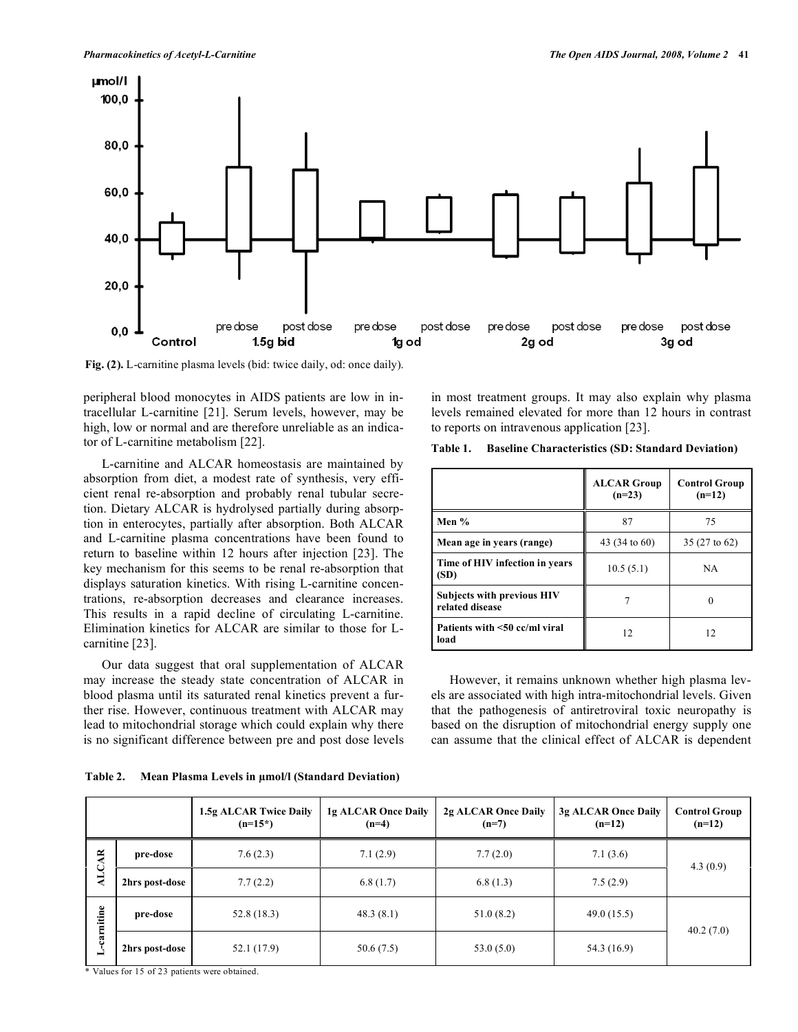Fig. (2). L-carnitine plasma levels (bid: twice daily, od: once daily).

peripheral blood monocytes in AIDS patients are low in intracellular L-carnitine [21]. Serum levels, however, may be high, low or normal and are therefore unreliable as an indicator of L-carnitine metabolism [22].

L-carnitine and ALCAR homeostasis are maintained by absorption from diet, a modest rate of synthesis, very efficient renal re-absorption and probably renal tubular secretion. Dietary ALCAR is hydrolysed partially during absorption in enterocytes, partially after absorption. Both ALCAR and L-carnitine plasma concentrations have been found to return to baseline within 12 hours after injection [23]. The key mechanism for this seems to be renal re-absorption that displays saturation kinetics. With rising L-carnitine concentrations, re-absorption decreases and clearance increases. This results in a rapid decline of circulating L-carnitine. Elimination kinetics for ALCAR are similar to those for L-carnitine [23].

Our data suggest that oral supplementation of ALCAR may increase the steady state concentration of ALCAR in blood plasma until its saturated renal kinetics prevent a further rise. However, continuous treatment with ALCAR may lead to mitochondrial storage which could explain why there is no significant difference between pre and post dose levels in most treatment groups. It may also explain why plasma levels remained elevated for more than 12 hours in contrast to reports on intravenous application [23].

**Table 1. Baseline Characteristics (SD: Standard Deviation)**

| | ALCAR Group (n=23) | Control Group (n=12) |
|---|---|---|
| Men % | 87 | 75 |
| Mean age in years (range) | 43 (34 to 60) | 35 (27 to 62) |
| Time of HIV infection in years (SD) | 10.5 (5.1) | NA |
| Subjects with previous HIV related disease | 7 | 0 |
| Patients with <50 cc/ml viral load | 12 | 12 |

However, it remains unknown whether high plasma levels are associated with high intra-mitochondrial levels. Given that the pathogenesis of antiretroviral toxic neuropathy is based on the disruption of mitochondrial energy supply one can assume that the clinical effect of ALCAR is dependent

**Table 2. Mean Plasma Levels in µmol/l (Standard Deviation)**

| | | 1.5g ALCAR Twice Daily (n=15*) | 1g ALCAR Once Daily (n=4) | 2g ALCAR Once Daily (n=7) | 3g ALCAR Once Daily (n=12) | Control Group (n=12) |
|---|---|---|---|---|---|---|
| ALCAR | pre-dose | 7.6 (2.3) | 7.1 (2.9) | 7.7 (2.0) | 7.1 (3.6) | 4.3 (0.9) |
| | 2hrs post-dose | 7.7 (2.2) | 6.8 (1.7) | 6.8 (1.3) | 7.5 (2.9) | |
| L-carnitine | pre-dose | 52.8 (18.3) | 48.3 (8.1) | 51.0 (8.2) | 49.0 (15.5) | 40.2 (7.0) |
| | 2hrs post-dose | 52.1 (17.9) | 50.6 (7.5) | 53.0 (5.0) | 54.3 (16.9) | |

\* Values for 15 of 23 patients were obtained.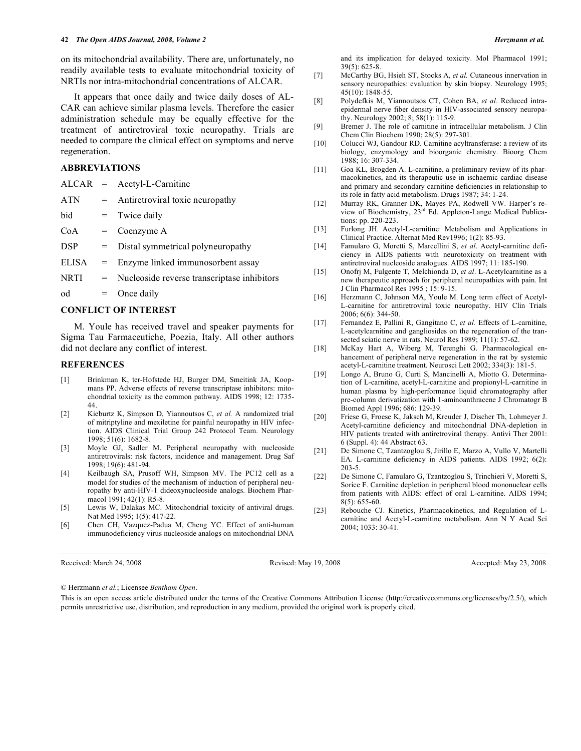on its mitochondrial availability. There are, unfortunately, no readily available tests to evaluate mitochondrial toxicity of NRTIs nor intra-mitochondrial concentrations of ALCAR.

It appears that once daily and twice daily doses of ALCAR can achieve similar plasma levels. Therefore the easier administration schedule may be equally effective for the treatment of antiretroviral toxic neuropathy. Trials are needed to compare the clinical effect on symptoms and nerve regeneration.

## ABBREVIATIONS

| | | |
|---|---|---|
| ALCAR | = | Acetyl-L-Carnitine |
| ATN | = | Antiretroviral toxic neuropathy |
| bid | = | Twice daily |
| CoA | = | Coenzyme A |
| DSP | = | Distal symmetrical polyneuropathy |
| ELISA | = | Enzyme linked immunosorbent assay |
| NRTI | = | Nucleoside reverse transcriptase inhibitors |
| od | = | Once daily |

## CONFLICT OF INTEREST

M. Youle has received travel and speaker payments for Sigma Tau Farmaceutiche, Poezia, Italy. All other authors did not declare any conflict of interest.

## REFERENCES

[1] Brinkman K, ter-Hofstede HJ, Burger DM, Smeitink JA, Koopmans PP. Adverse effects of reverse transcriptase inhibitors: mitochondrial toxicity as the common pathway. AIDS 1998; 12: 1735-44.

[2] Kieburtz K, Simpson D, Yiannoutsos C, *et al.* A randomized trial of mitriptyline and mexiletine for painful neuropathy in HIV infection. AIDS Clinical Trial Group 242 Protocol Team. Neurology 1998; 51(6): 1682-8.

[3] Moyle GJ, Sadler M. Peripheral neuropathy with nucleoside antiretrovirals: risk factors, incidence and management. Drug Saf 1998; 19(6): 481-94.

[4] Keilbaugh SA, Prusoff WH, Simpson MV. The PC12 cell as a model for studies of the mechanism of induction of peripheral neuropathy by anti-HIV-1 dideoxynucleoside analogs. Biochem Pharmacol 1991; 42(1): R5-8.

[5] Lewis W, Dalakas MC. Mitochondrial toxicity of antiviral drugs. Nat Med 1995; 1(5): 417-22.

[6] Chen CH, Vazquez-Padua M, Cheng YC. Effect of anti-human immunodeficiency virus nucleoside analogs on mitochondrial DNA and its implication for delayed toxicity. Mol Pharmacol 1991; 39(5): 625-8.

[7] McCarthy BG, Hsieh ST, Stocks A, *et al.* Cutaneous innervation in sensory neuropathies: evaluation by skin biopsy. Neurology 1995; 45(10): 1848-55.

[8] Polydefkis M, Yiannoutsos CT, Cohen BA, *et al*. Reduced intraepidermal nerve fiber density in HIV-associated sensory neuropathy. Neurology 2002; 8; 58(1): 115-9.

[9] Bremer J. The role of carnitine in intracellular metabolism. J Clin Chem Clin Biochem 1990; 28(5): 297-301.

[10] Colucci WJ, Gandour RD. Carnitine acyltransferase: a review of its biology, enzymology and bioorganic chemistry. Bioorg Chem 1988; 16: 307-334.

[11] Goa KL, Brogden A. L-carnitine, a preliminary review of its pharmacokinetics, and its therapeutic use in ischaemic cardiac disease and primary and secondary carnitine deficiencies in relationship to its role in fatty acid metabolism. Drugs 1987; 34: 1-24.

[12] Murray RK, Granner DK, Mayes PA, Rodwell VW. Harper's review of Biochemistry, 23rd Ed. Appleton-Lange Medical Publications: pp. 220-223.

[13] Furlong JH. Acetyl-L-carnitine: Metabolism and Applications in Clinical Practice. Alternat Med Rev1996; 1(2): 85-93.

[14] Famularo G, Moretti S, Marcellini S, *et al*. Acetyl-carnitine deficiency in AIDS patients with neurotoxicity on treatment with antiretroviral nucleoside analogues. AIDS 1997; 11: 185-190.

[15] Onofrj M, Fulgente T, Melchionda D, *et al*. L-Acetylcarnitine as a new therapeutic approach for peripheral neuropathies with pain. Int J Clin Pharmacol Res 1995 ; 15: 9-15.

[16] Herzmann C, Johnson MA, Youle M. Long term effect of Acetyl-L-carnitine for antiretroviral toxic neuropathy. HIV Clin Trials 2006; 6(6): 344-50.

[17] Fernandez E, Pallini R, Gangitano C, *et al.* Effects of L-carnitine, L-acetylcarnitine and gangliosides on the regeneration of the transected sciatic nerve in rats. Neurol Res 1989; 11(1): 57-62.

[18] McKay Hart A, Wiberg M, Terenghi G. Pharmacological enhancement of peripheral nerve regeneration in the rat by systemic acetyl-L-carnitine treatment. Neurosci Lett 2002; 334(3): 181-5.

[19] Longo A, Bruno G, Curti S, Mancinelli A, Miotto G. Determination of L-carnitine, acetyl-L-carnitine and propionyl-L-carnitine in human plasma by high-performance liquid chromatography after pre-column derivatization with 1-aminoanthracene J Chromatogr B Biomed Appl 1996; 686: 129-39.

[20] Friese G, Froese K, Jaksch M, Kreuder J, Discher Th, Lohmeyer J. Acetyl-carnitine deficiency and mitochondrial DNA-depletion in HIV patients treated with antiretroviral therapy. Antivi Ther 2001: 6 (Suppl. 4): 44 Abstract 63.

[21] De Simone C, Tzantzoglou S, Jirillo E, Marzo A, Vullo V, Martelli EA. L-carnitine deficiency in AIDS patients. AIDS 1992; 6(2): 203-5.

[22] De Simone C, Famularo G, Tzantzoglou S, Trinchieri V, Moretti S, Sorice F. Carnitine depletion in peripheral blood mononuclear cells from patients with AIDS: effect of oral L-carnitine. AIDS 1994; 8(5): 655-60.

[23] Rebouche CJ. Kinetics, Pharmacokinetics, and Regulation of L-carnitine and Acetyl-L-carnitine metabolism. Ann N Y Acad Sci 2004; 1033: 30-41.

Received: March 24, 2008 Revised: May 19, 2008 Accepted: May 23, 2008

© Herzmann *et al.*; Licensee *Bentham Open*.

This is an open access article distributed under the terms of the Creative Commons Attribution License (http://creativecommons.org/licenses/by/2.5/), which permits unrestrictive use, distribution, and reproduction in any medium, provided the original work is properly cited.